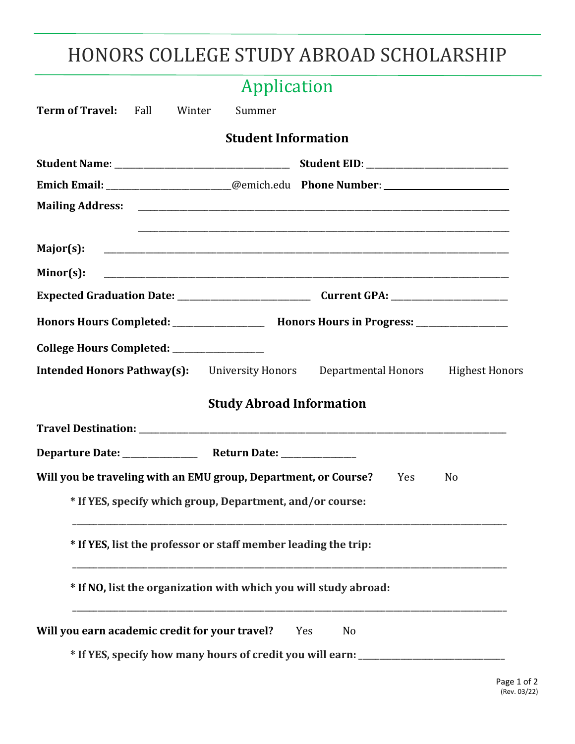# HONORS COLLEGE STUDY ABROAD SCHOLARSHIP

## Application

**Term of Travel:** Fall Winter Summer

### Student Information

**Student Name**: ________________________________ **Student EID**: ___________________________

**Emich Email:** _______________________@emich.edu **Phone Number**: ________________________

**Mailing Address:** ____________________________________________________________________

____________________________________________________________________

**Major(s):** ____________________________________________________________________

**Minor(s):** ____________________________________________________________________

**Expected Graduation Date:** _________________________ **Current GPA:** ______________________

**Honors Hours Completed:** _________________ **Honors Hours in Progress:** _________________

**College Hours Completed:** _________________

**Intended Honors Pathway(s):** University Honors Departmental Honors Highest Honors

### Study Abroad Information

**Travel Destination:** ____________________________________________________________________

**Departure Date:** ______________ **Return Date:** ______________

**Will you be traveling with an EMU group, Department, or Course?** Yes No

**\* If YES, specify which group, Department, and/or course:**

____________________________________________________________________

**\* If YES, list the professor or staff member leading the trip:**

____________________________________________________________________

**\* If NO, list the organization with which you will study abroad:**

____________________________________________________________________

**Will you earn academic credit for your travel?** Yes No

**\* If YES, specify how many hours of credit you will earn:** ____________________________

(Rev. 03/22)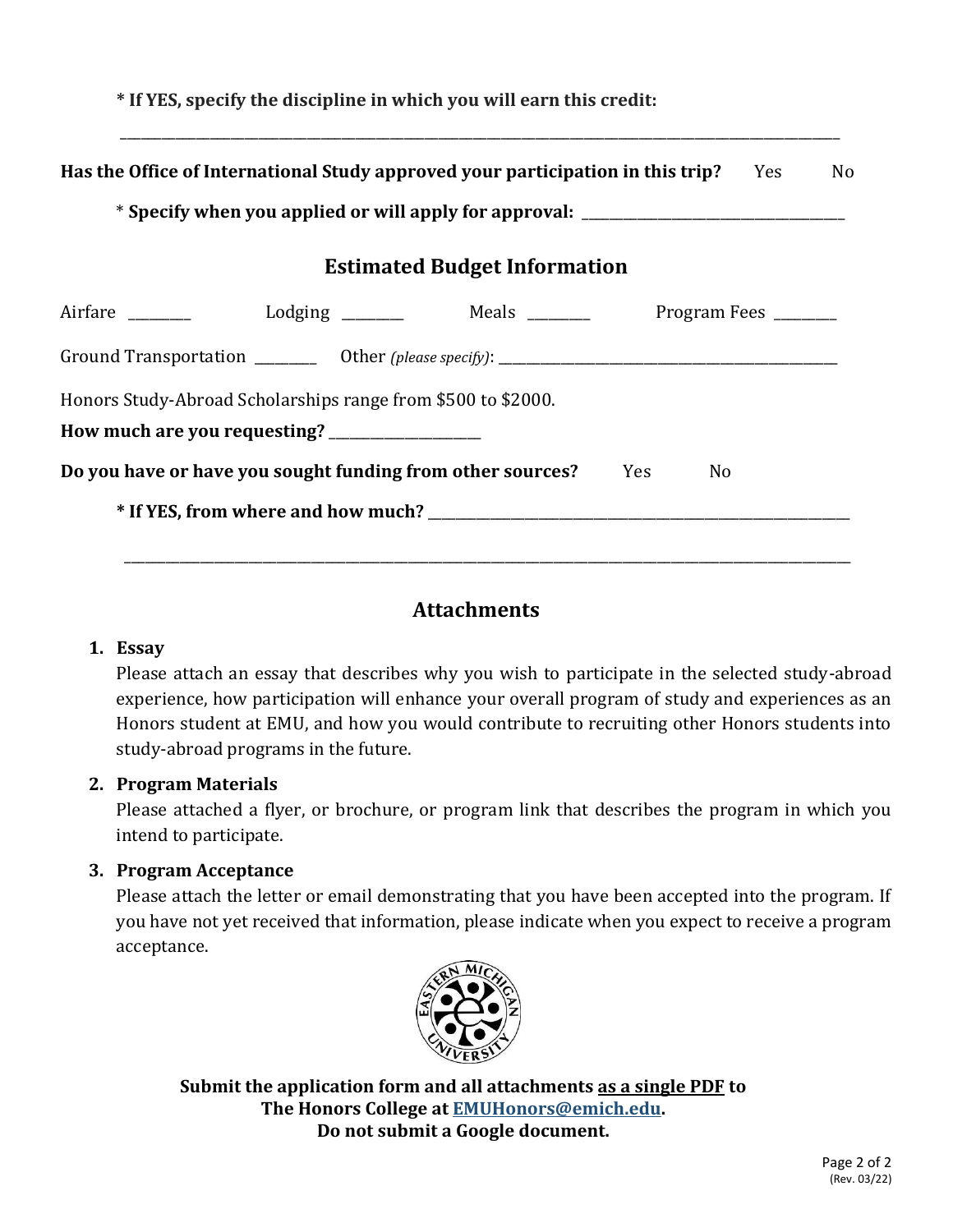**\* If YES, specify the discipline in which you will earn this credit:**

\_\_\_\_\_\_\_\_\_\_\_\_\_\_\_\_\_\_\_\_\_\_\_\_\_\_\_\_\_\_\_\_\_\_\_\_\_\_\_\_\_\_\_\_\_\_\_\_\_\_\_\_\_\_\_\_\_\_\_\_\_\_\_\_\_\_\_\_\_\_\_\_\_\_\_\_

**Has the Office of International Study approved your participation in this trip?** Yes No

\* **Specify when you applied or will apply for approval:** \_\_\_\_\_\_\_\_\_\_\_\_\_\_\_\_\_\_\_\_\_\_\_\_\_\_\_\_\_\_

## Estimated Budget Information

Airfare \_\_\_\_\_\_\_\_ Lodging \_\_\_\_\_\_\_\_ Meals \_\_\_\_\_\_\_\_ Program Fees \_\_\_\_\_\_\_\_

Ground Transportation \_\_\_\_\_\_\_\_ Other *(please specify)*: \_\_\_\_\_\_\_\_\_\_\_\_\_\_\_\_\_\_\_\_\_\_\_\_\_\_\_\_\_\_\_\_\_\_\_\_\_\_

Honors Study-Abroad Scholarships range from $500 to $2000.

**How much are you requesting?** \_\_\_\_\_\_\_\_\_\_\_\_\_\_\_\_\_\_\_\_

**Do you have or have you sought funding from other sources?** Yes No

**\* If YES, from where and how much?** \_\_\_\_\_\_\_\_\_\_\_\_\_\_\_\_\_\_\_\_\_\_\_\_\_\_\_\_\_\_\_\_\_\_\_\_\_\_\_\_\_\_\_\_\_\_\_\_

\_\_\_\_\_\_\_\_\_\_\_\_\_\_\_\_\_\_\_\_\_\_\_\_\_\_\_\_\_\_\_\_\_\_\_\_\_\_\_\_\_\_\_\_\_\_\_\_\_\_\_\_\_\_\_\_\_\_\_\_\_\_\_\_\_\_\_\_\_\_\_\_\_\_\_\_

## Attachments

1. **Essay**
   Please attach an essay that describes why you wish to participate in the selected study-abroad experience, how participation will enhance your overall program of study and experiences as an Honors student at EMU, and how you would contribute to recruiting other Honors students into study-abroad programs in the future.

2. **Program Materials**
   Please attached a flyer, or brochure, or program link that describes the program in which you intend to participate.

3. **Program Acceptance**
   Please attach the letter or email demonstrating that you have been accepted into the program. If you have not yet received that information, please indicate when you expect to receive a program acceptance.

**Submit the application form and all attachments as a single PDF to**
**The Honors College at EMUHonors@emich.edu.**
**Do not submit a Google document.**

(Rev. 03/22)